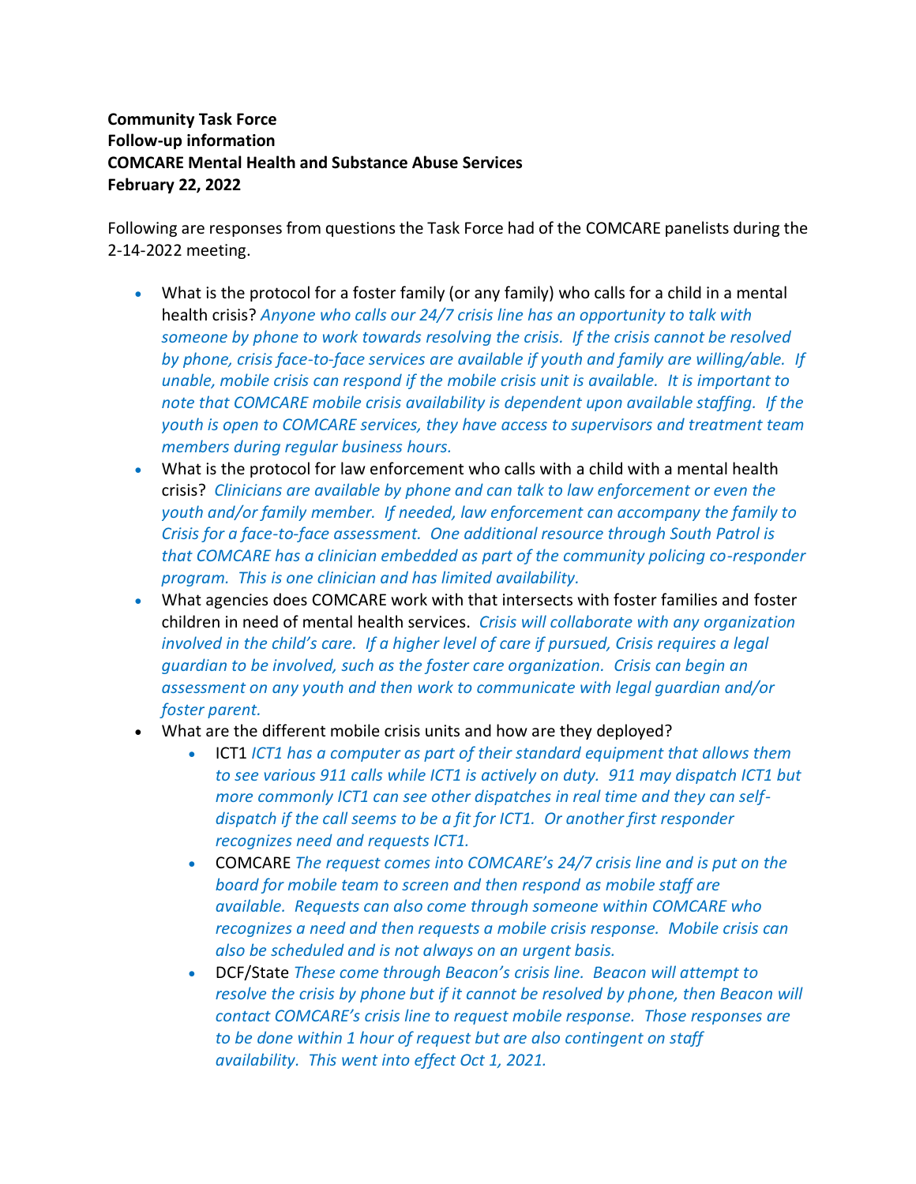**Community Task Force**
**Follow-up information**
**COMCARE Mental Health and Substance Abuse Services**
**February 22, 2022**

Following are responses from questions the Task Force had of the COMCARE panelists during the 2-14-2022 meeting.

- What is the protocol for a foster family (or any family) who calls for a child in a mental health crisis? *Anyone who calls our 24/7 crisis line has an opportunity to talk with someone by phone to work towards resolving the crisis. If the crisis cannot be resolved by phone, crisis face-to-face services are available if youth and family are willing/able. If unable, mobile crisis can respond if the mobile crisis unit is available. It is important to note that COMCARE mobile crisis availability is dependent upon available staffing. If the youth is open to COMCARE services, they have access to supervisors and treatment team members during regular business hours.*
- What is the protocol for law enforcement who calls with a child with a mental health crisis? *Clinicians are available by phone and can talk to law enforcement or even the youth and/or family member. If needed, law enforcement can accompany the family to Crisis for a face-to-face assessment. One additional resource through South Patrol is that COMCARE has a clinician embedded as part of the community policing co-responder program. This is one clinician and has limited availability.*
- What agencies does COMCARE work with that intersects with foster families and foster children in need of mental health services. *Crisis will collaborate with any organization involved in the child's care. If a higher level of care if pursued, Crisis requires a legal guardian to be involved, such as the foster care organization. Crisis can begin an assessment on any youth and then work to communicate with legal guardian and/or foster parent.*
- What are the different mobile crisis units and how are they deployed?
    - ICT1 *ICT1 has a computer as part of their standard equipment that allows them to see various 911 calls while ICT1 is actively on duty. 911 may dispatch ICT1 but more commonly ICT1 can see other dispatches in real time and they can self-dispatch if the call seems to be a fit for ICT1. Or another first responder recognizes need and requests ICT1.*
    - COMCARE *The request comes into COMCARE's 24/7 crisis line and is put on the board for mobile team to screen and then respond as mobile staff are available. Requests can also come through someone within COMCARE who recognizes a need and then requests a mobile crisis response. Mobile crisis can also be scheduled and is not always on an urgent basis.*
    - DCF/State *These come through Beacon's crisis line. Beacon will attempt to resolve the crisis by phone but if it cannot be resolved by phone, then Beacon will contact COMCARE's crisis line to request mobile response. Those responses are to be done within 1 hour of request but are also contingent on staff availability. This went into effect Oct 1, 2021.*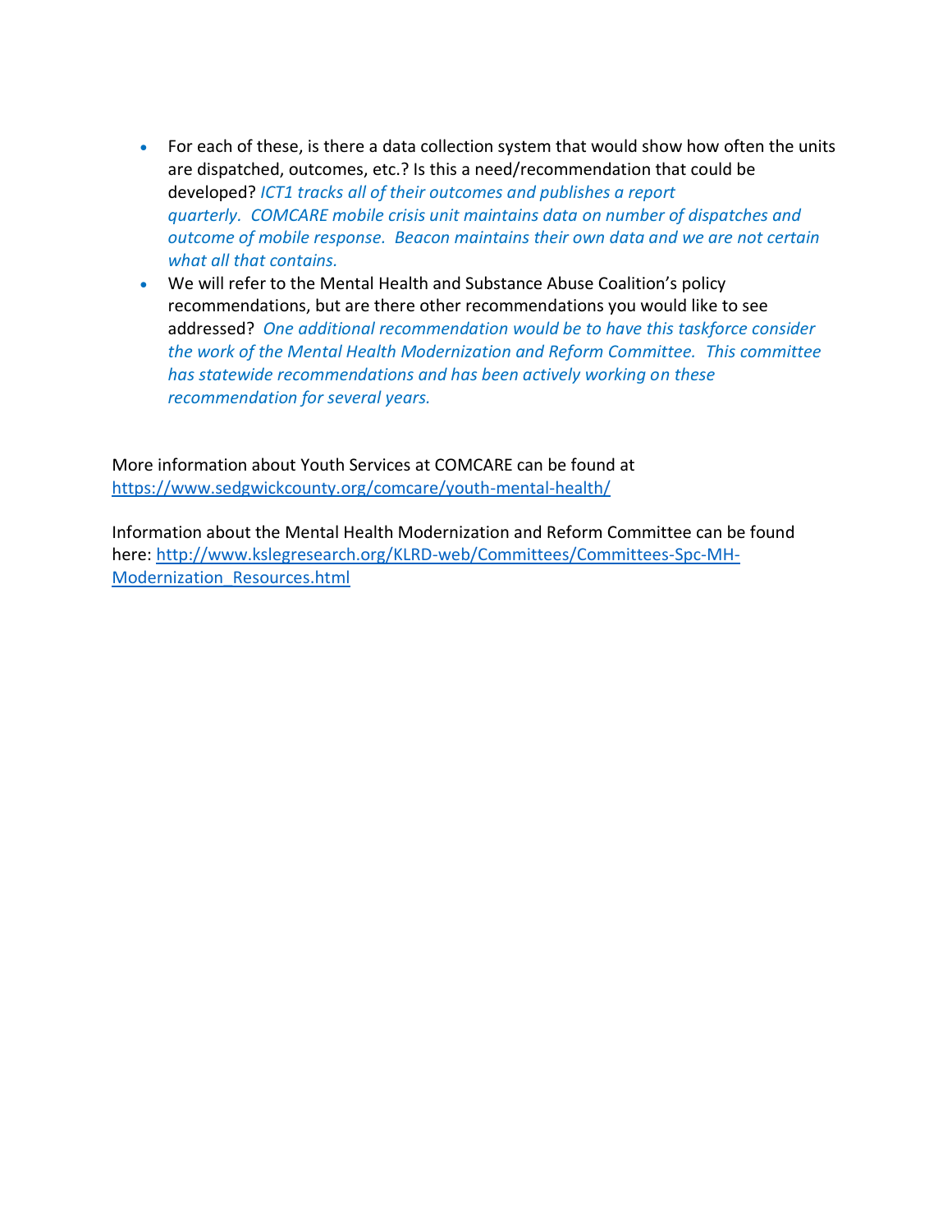- For each of these, is there a data collection system that would show how often the units are dispatched, outcomes, etc.? Is this a need/recommendation that could be developed? *ICT1 tracks all of their outcomes and publishes a report quarterly. COMCARE mobile crisis unit maintains data on number of dispatches and outcome of mobile response. Beacon maintains their own data and we are not certain what all that contains.*
- We will refer to the Mental Health and Substance Abuse Coalition's policy recommendations, but are there other recommendations you would like to see addressed? *One additional recommendation would be to have this taskforce consider the work of the Mental Health Modernization and Reform Committee. This committee has statewide recommendations and has been actively working on these recommendation for several years.*

More information about Youth Services at COMCARE can be found at [https://www.sedgwickcounty.org/comcare/youth-mental-health/](https://www.sedgwickcounty.org/comcare/youth-mental-health/)

Information about the Mental Health Modernization and Reform Committee can be found here: [http://www.kslegresearch.org/KLRD-web/Committees/Committees-Spc-MH-Modernization_Resources.html](http://www.kslegresearch.org/KLRD-web/Committees/Committees-Spc-MH-Modernization_Resources.html)